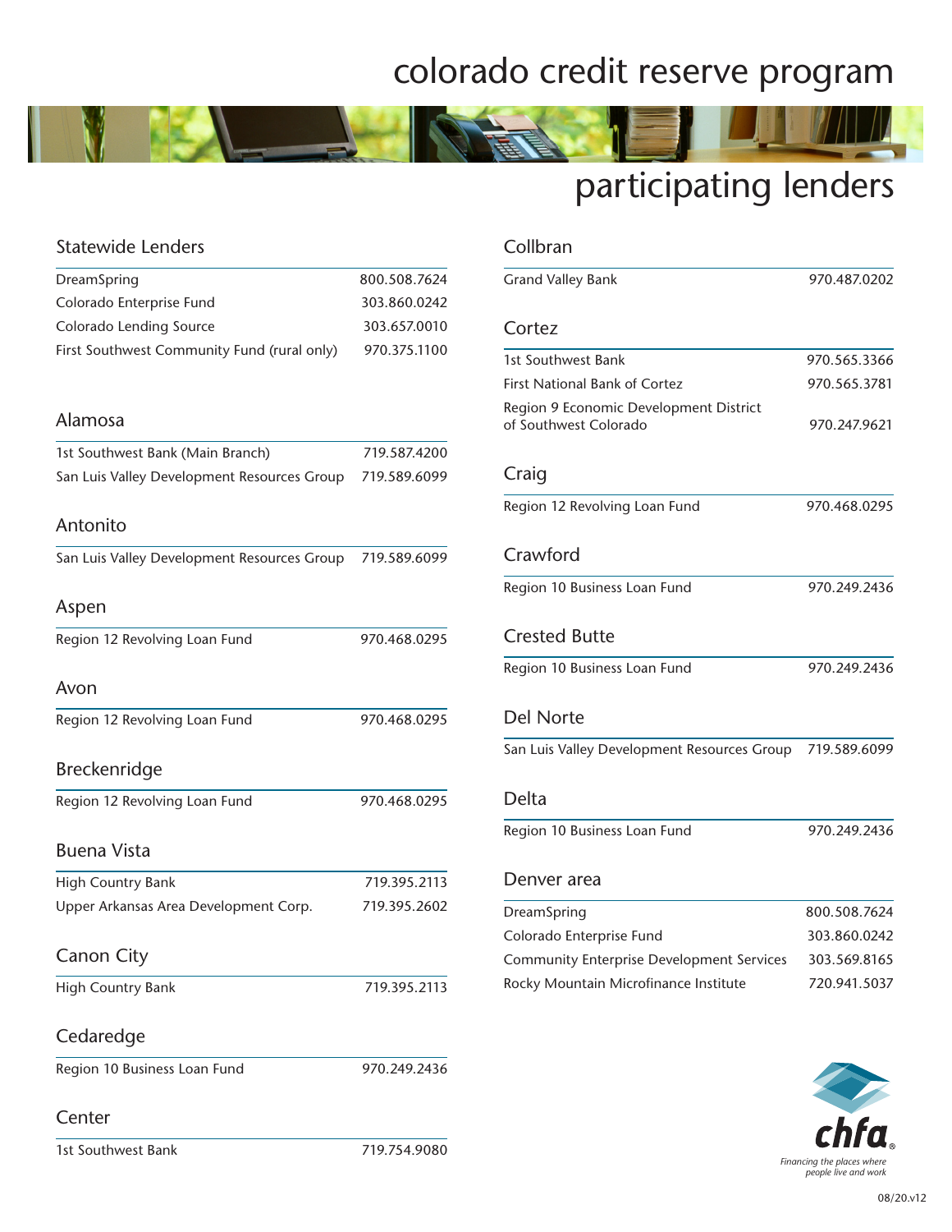# colorado credit reserve program

## participating lenders

### Statewide Lenders

| | |
|---|---|
| DreamSpring | 800.508.7624 |
| Colorado Enterprise Fund | 303.860.0242 |
| Colorado Lending Source | 303.657.0010 |
| First Southwest Community Fund (rural only) | 970.375.1100 |

### Alamosa

| | |
|---|---|
| 1st Southwest Bank (Main Branch) | 719.587.4200 |
| San Luis Valley Development Resources Group | 719.589.6099 |

### Antonito

| | |
|---|---|
| San Luis Valley Development Resources Group | 719.589.6099 |

### Aspen

| | |
|---|---|
| Region 12 Revolving Loan Fund | 970.468.0295 |

### Avon

| | |
|---|---|
| Region 12 Revolving Loan Fund | 970.468.0295 |

### Breckenridge

| | |
|---|---|
| Region 12 Revolving Loan Fund | 970.468.0295 |

### Buena Vista

| | |
|---|---|
| High Country Bank | 719.395.2113 |
| Upper Arkansas Area Development Corp. | 719.395.2602 |

### Canon City

| | |
|---|---|
| High Country Bank | 719.395.2113 |

### Cedaredge

| | |
|---|---|
| Region 10 Business Loan Fund | 970.249.2436 |

### Center

| | |
|---|---|
| 1st Southwest Bank | 719.754.9080 |

### Collbran

| | |
|---|---|
| Grand Valley Bank | 970.487.0202 |

### Cortez

| | |
|---|---|
| 1st Southwest Bank | 970.565.3366 |
| First National Bank of Cortez | 970.565.3781 |
| Region 9 Economic Development District of Southwest Colorado | 970.247.9621 |

### Craig

| | |
|---|---|
| Region 12 Revolving Loan Fund | 970.468.0295 |

### Crawford

| | |
|---|---|
| Region 10 Business Loan Fund | 970.249.2436 |

### Crested Butte

| | |
|---|---|
| Region 10 Business Loan Fund | 970.249.2436 |

### Del Norte

| | |
|---|---|
| San Luis Valley Development Resources Group | 719.589.6099 |

### Delta

| | |
|---|---|
| Region 10 Business Loan Fund | 970.249.2436 |

### Denver area

| | |
|---|---|
| DreamSpring | 800.508.7624 |
| Colorado Enterprise Fund | 303.860.0242 |
| Community Enterprise Development Services | 303.569.8165 |
| Rocky Mountain Microfinance Institute | 720.941.5037 |

chfa
*Financing the places where people live and work*

08/20.v12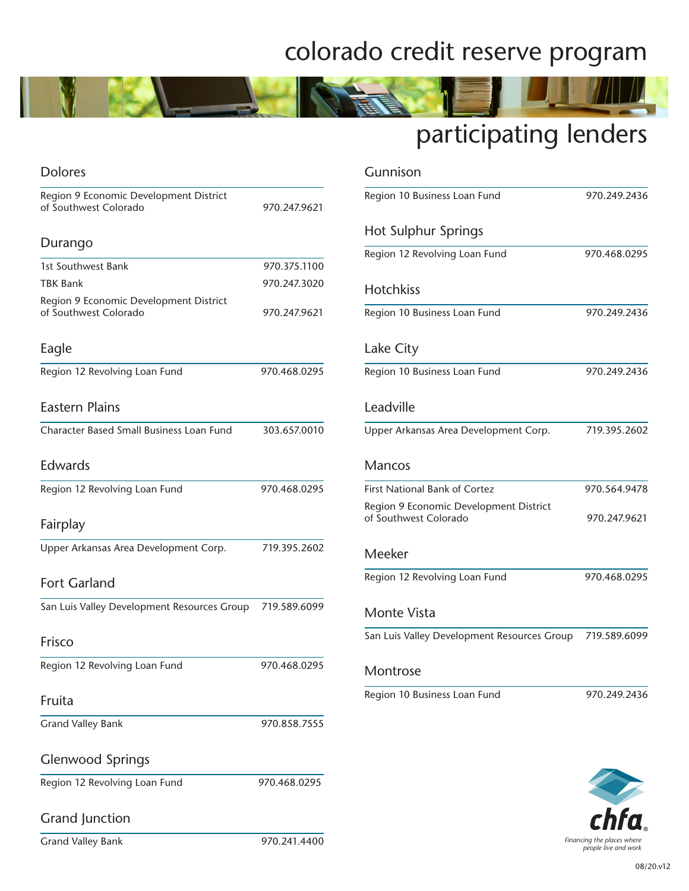# colorado credit reserve program

## participating lenders

### Dolores

| | |
|---|---|
| Region 9 Economic Development District of Southwest Colorado | 970.247.9621 |

### Durango

| | |
|---|---|
| 1st Southwest Bank | 970.375.1100 |
| TBK Bank | 970.247.3020 |
| Region 9 Economic Development District of Southwest Colorado | 970.247.9621 |

### Eagle

| | |
|---|---|
| Region 12 Revolving Loan Fund | 970.468.0295 |

### Eastern Plains

| | |
|---|---|
| Character Based Small Business Loan Fund | 303.657.0010 |

### Edwards

| | |
|---|---|
| Region 12 Revolving Loan Fund | 970.468.0295 |

### Fairplay

| | |
|---|---|
| Upper Arkansas Area Development Corp. | 719.395.2602 |

### Fort Garland

| | |
|---|---|
| San Luis Valley Development Resources Group | 719.589.6099 |

### Frisco

| | |
|---|---|
| Region 12 Revolving Loan Fund | 970.468.0295 |

### Fruita

| | |
|---|---|
| Grand Valley Bank | 970.858.7555 |

### Glenwood Springs

| | |
|---|---|
| Region 12 Revolving Loan Fund | 970.468.0295 |

### Grand Junction

| | |
|---|---|
| Grand Valley Bank | 970.241.4400 |

### Gunnison

| | |
|---|---|
| Region 10 Business Loan Fund | 970.249.2436 |

### Hot Sulphur Springs

| | |
|---|---|
| Region 12 Revolving Loan Fund | 970.468.0295 |

### Hotchkiss

| | |
|---|---|
| Region 10 Business Loan Fund | 970.249.2436 |

### Lake City

| | |
|---|---|
| Region 10 Business Loan Fund | 970.249.2436 |

### Leadville

| | |
|---|---|
| Upper Arkansas Area Development Corp. | 719.395.2602 |

### Mancos

| | |
|---|---|
| First National Bank of Cortez | 970.564.9478 |
| Region 9 Economic Development District of Southwest Colorado | 970.247.9621 |

### Meeker

| | |
|---|---|
| Region 12 Revolving Loan Fund | 970.468.0295 |

### Monte Vista

| | |
|---|---|
| San Luis Valley Development Resources Group | 719.589.6099 |

### Montrose

| | |
|---|---|
| Region 10 Business Loan Fund | 970.249.2436 |

chfa
*Financing the places where people live and work*

08/20.v12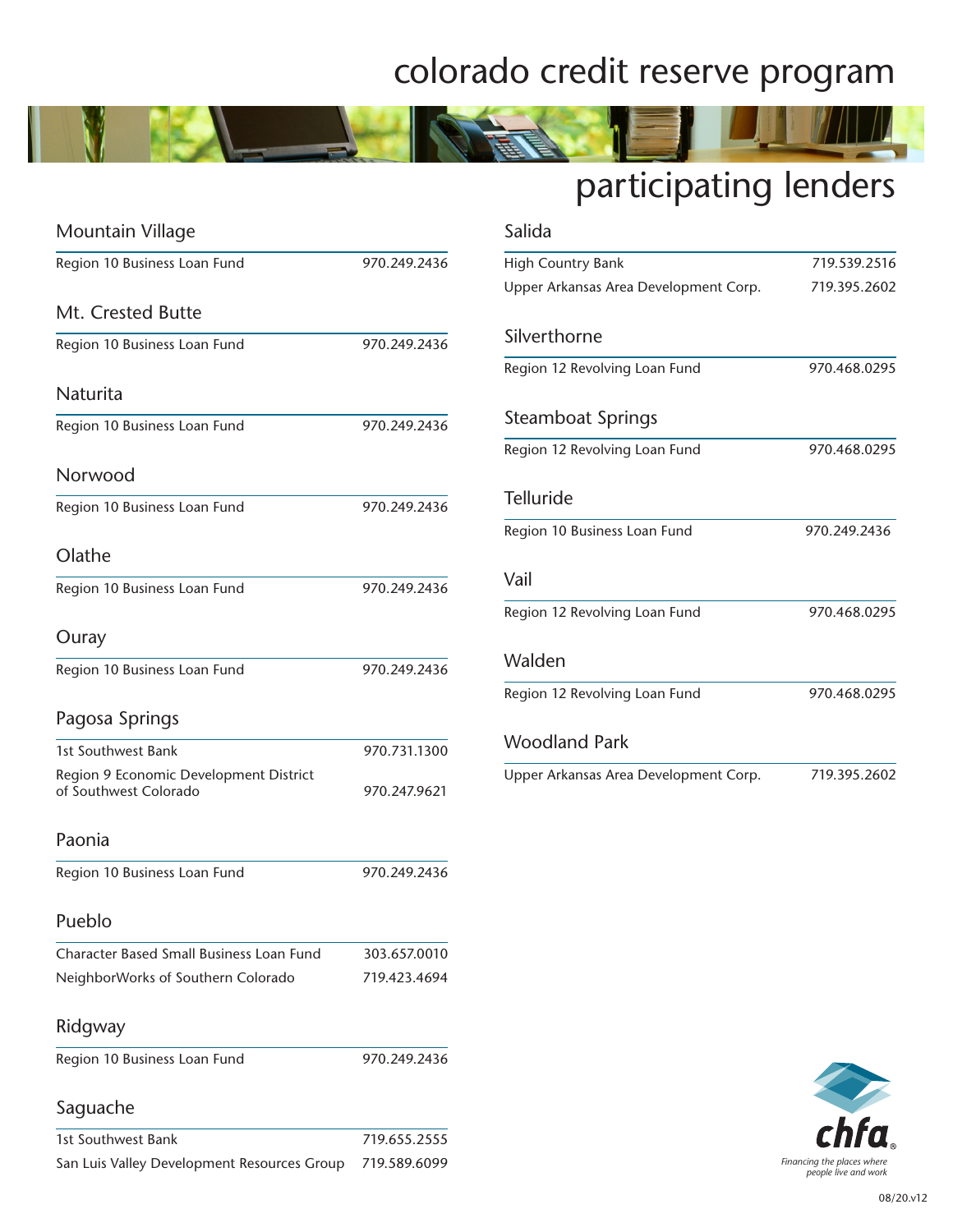# colorado credit reserve program

## participating lenders

### Mountain Village

| | |
|---|---|
| Region 10 Business Loan Fund | 970.249.2436 |

### Mt. Crested Butte

| | |
|---|---|
| Region 10 Business Loan Fund | 970.249.2436 |

### Naturita

| | |
|---|---|
| Region 10 Business Loan Fund | 970.249.2436 |

### Norwood

| | |
|---|---|
| Region 10 Business Loan Fund | 970.249.2436 |

### Olathe

| | |
|---|---|
| Region 10 Business Loan Fund | 970.249.2436 |

### Ouray

| | |
|---|---|
| Region 10 Business Loan Fund | 970.249.2436 |

### Pagosa Springs

| | |
|---|---|
| 1st Southwest Bank | 970.731.1300 |
| Region 9 Economic Development District of Southwest Colorado | 970.247.9621 |

### Paonia

| | |
|---|---|
| Region 10 Business Loan Fund | 970.249.2436 |

### Pueblo

| | |
|---|---|
| Character Based Small Business Loan Fund | 303.657.0010 |
| NeighborWorks of Southern Colorado | 719.423.4694 |

### Ridgway

| | |
|---|---|
| Region 10 Business Loan Fund | 970.249.2436 |

### Saguache

| | |
|---|---|
| 1st Southwest Bank | 719.655.2555 |
| San Luis Valley Development Resources Group | 719.589.6099 |

### Salida

| | |
|---|---|
| High Country Bank | 719.539.2516 |
| Upper Arkansas Area Development Corp. | 719.395.2602 |

### Silverthorne

| | |
|---|---|
| Region 12 Revolving Loan Fund | 970.468.0295 |

### Steamboat Springs

| | |
|---|---|
| Region 12 Revolving Loan Fund | 970.468.0295 |

### Telluride

| | |
|---|---|
| Region 10 Business Loan Fund | 970.249.2436 |

### Vail

| | |
|---|---|
| Region 12 Revolving Loan Fund | 970.468.0295 |

### Walden

| | |
|---|---|
| Region 12 Revolving Loan Fund | 970.468.0295 |

### Woodland Park

| | |
|---|---|
| Upper Arkansas Area Development Corp. | 719.395.2602 |

chfa

*Financing the places where people live and work*

08/20.v12